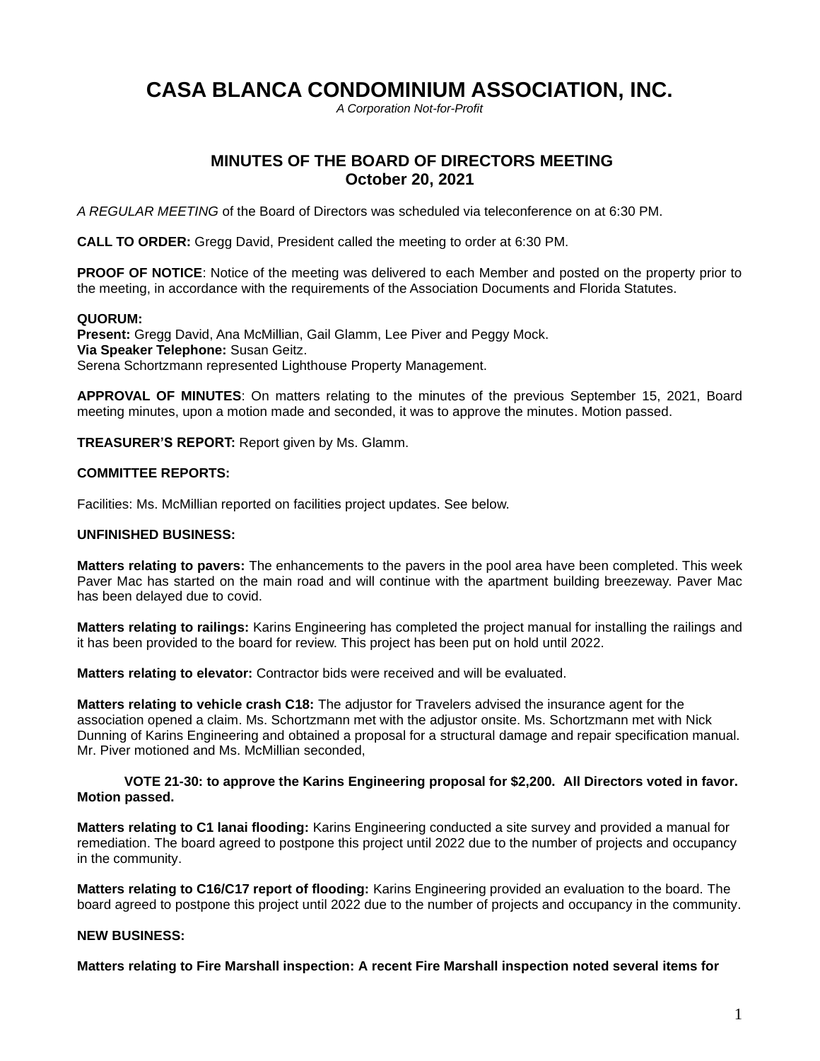# CASA BLANCA CONDOMINIUM ASSOCIATION, INC.

*A Corporation Not-for-Profit*

## MINUTES OF THE BOARD OF DIRECTORS MEETING
## October 20, 2021

*A REGULAR MEETING* of the Board of Directors was scheduled via teleconference on at 6:30 PM.

**CALL TO ORDER:** Gregg David, President called the meeting to order at 6:30 PM.

**PROOF OF NOTICE**: Notice of the meeting was delivered to each Member and posted on the property prior to the meeting, in accordance with the requirements of the Association Documents and Florida Statutes.

**QUORUM:**
**Present:** Gregg David, Ana McMillian, Gail Glamm, Lee Piver and Peggy Mock.
**Via Speaker Telephone:** Susan Geitz.
Serena Schortzmann represented Lighthouse Property Management.

**APPROVAL OF MINUTES**: On matters relating to the minutes of the previous September 15, 2021, Board meeting minutes, upon a motion made and seconded, it was to approve the minutes. Motion passed.

**TREASURER'S REPORT:** Report given by Ms. Glamm.

**COMMITTEE REPORTS:**

Facilities: Ms. McMillian reported on facilities project updates. See below.

**UNFINISHED BUSINESS:**

**Matters relating to pavers:** The enhancements to the pavers in the pool area have been completed. This week Paver Mac has started on the main road and will continue with the apartment building breezeway. Paver Mac has been delayed due to covid.

**Matters relating to railings:** Karins Engineering has completed the project manual for installing the railings and it has been provided to the board for review. This project has been put on hold until 2022.

**Matters relating to elevator:** Contractor bids were received and will be evaluated.

**Matters relating to vehicle crash C18:** The adjustor for Travelers advised the insurance agent for the association opened a claim. Ms. Schortzmann met with the adjustor onsite. Ms. Schortzmann met with Nick Dunning of Karins Engineering and obtained a proposal for a structural damage and repair specification manual. Mr. Piver motioned and Ms. McMillian seconded,

**VOTE 21-30: to approve the Karins Engineering proposal for $2,200. All Directors voted in favor. Motion passed.**

**Matters relating to C1 lanai flooding:** Karins Engineering conducted a site survey and provided a manual for remediation. The board agreed to postpone this project until 2022 due to the number of projects and occupancy in the community.

**Matters relating to C16/C17 report of flooding:** Karins Engineering provided an evaluation to the board. The board agreed to postpone this project until 2022 due to the number of projects and occupancy in the community.

**NEW BUSINESS:**

**Matters relating to Fire Marshall inspection: A recent Fire Marshall inspection noted several items for**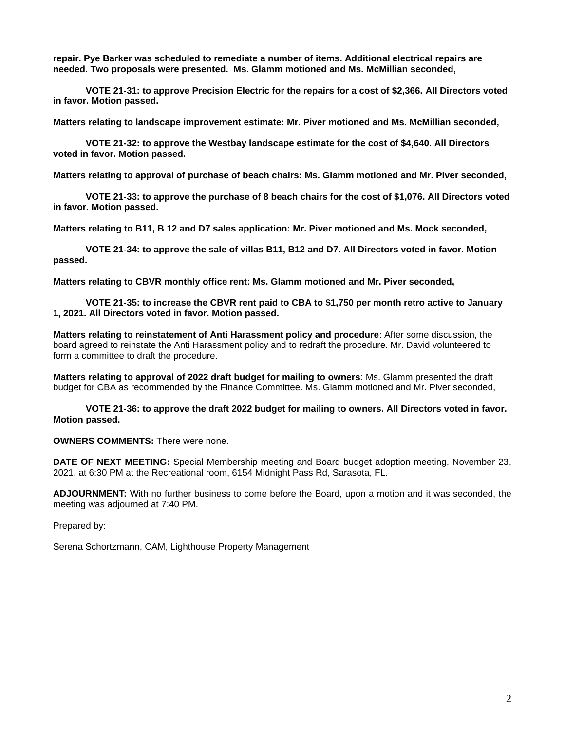**repair. Pye Barker was scheduled to remediate a number of items. Additional electrical repairs are needed. Two proposals were presented. Ms. Glamm motioned and Ms. McMillian seconded,**

**VOTE 21-31: to approve Precision Electric for the repairs for a cost of $2,366. All Directors voted in favor. Motion passed.**

**Matters relating to landscape improvement estimate: Mr. Piver motioned and Ms. McMillian seconded,**

**VOTE 21-32: to approve the Westbay landscape estimate for the cost of $4,640. All Directors voted in favor. Motion passed.**

**Matters relating to approval of purchase of beach chairs: Ms. Glamm motioned and Mr. Piver seconded,**

**VOTE 21-33: to approve the purchase of 8 beach chairs for the cost of $1,076. All Directors voted in favor. Motion passed.**

**Matters relating to B11, B 12 and D7 sales application: Mr. Piver motioned and Ms. Mock seconded,**

**VOTE 21-34: to approve the sale of villas B11, B12 and D7. All Directors voted in favor. Motion passed.**

**Matters relating to CBVR monthly office rent: Ms. Glamm motioned and Mr. Piver seconded,**

**VOTE 21-35: to increase the CBVR rent paid to CBA to $1,750 per month retro active to January 1, 2021. All Directors voted in favor. Motion passed.**

**Matters relating to reinstatement of Anti Harassment policy and procedure**: After some discussion, the board agreed to reinstate the Anti Harassment policy and to redraft the procedure. Mr. David volunteered to form a committee to draft the procedure.

**Matters relating to approval of 2022 draft budget for mailing to owners**: Ms. Glamm presented the draft budget for CBA as recommended by the Finance Committee. Ms. Glamm motioned and Mr. Piver seconded,

**VOTE 21-36: to approve the draft 2022 budget for mailing to owners. All Directors voted in favor. Motion passed.**

**OWNERS COMMENTS:** There were none.

**DATE OF NEXT MEETING:** Special Membership meeting and Board budget adoption meeting, November 23, 2021, at 6:30 PM at the Recreational room, 6154 Midnight Pass Rd, Sarasota, FL.

**ADJOURNMENT:** With no further business to come before the Board, upon a motion and it was seconded, the meeting was adjourned at 7:40 PM.

Prepared by:

Serena Schortzmann, CAM, Lighthouse Property Management